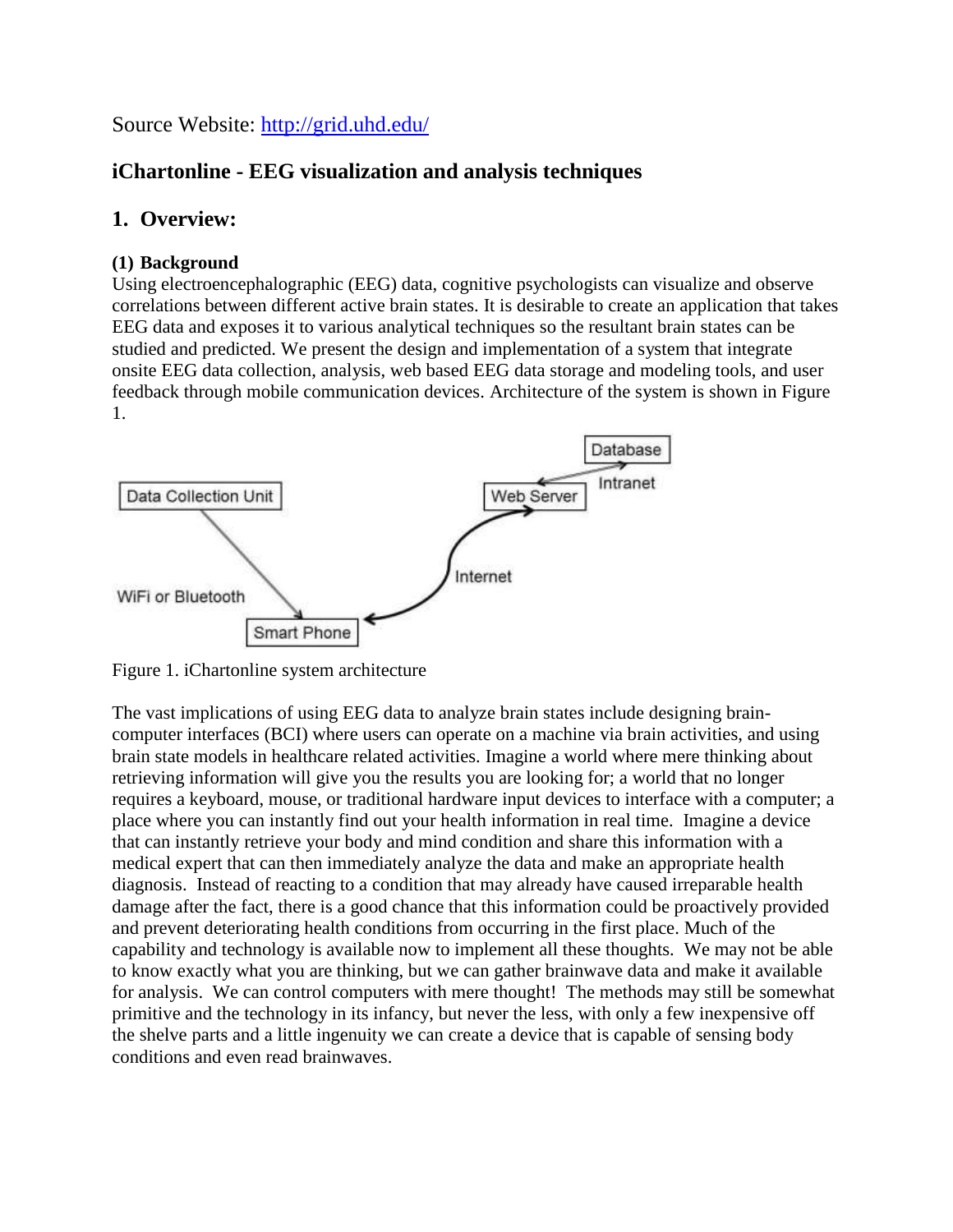Source Website: [http://grid.uhd.edu/](http://grid.uhd.edu/)

## iChartonline - EEG visualization and analysis techniques

## 1. Overview:

### (1) Background

Using electroencephalographic (EEG) data, cognitive psychologists can visualize and observe correlations between different active brain states. It is desirable to create an application that takes EEG data and exposes it to various analytical techniques so the resultant brain states can be studied and predicted. We present the design and implementation of a system that integrate onsite EEG data collection, analysis, web based EEG data storage and modeling tools, and user feedback through mobile communication devices. Architecture of the system is shown in Figure 1.

Figure 1. iChartonline system architecture

The vast implications of using EEG data to analyze brain states include designing brain-computer interfaces (BCI) where users can operate on a machine via brain activities, and using brain state models in healthcare related activities. Imagine a world where mere thinking about retrieving information will give you the results you are looking for; a world that no longer requires a keyboard, mouse, or traditional hardware input devices to interface with a computer; a place where you can instantly find out your health information in real time. Imagine a device that can instantly retrieve your body and mind condition and share this information with a medical expert that can then immediately analyze the data and make an appropriate health diagnosis. Instead of reacting to a condition that may already have caused irreparable health damage after the fact, there is a good chance that this information could be proactively provided and prevent deteriorating health conditions from occurring in the first place. Much of the capability and technology is available now to implement all these thoughts. We may not be able to know exactly what you are thinking, but we can gather brainwave data and make it available for analysis. We can control computers with mere thought! The methods may still be somewhat primitive and the technology in its infancy, but never the less, with only a few inexpensive off the shelve parts and a little ingenuity we can create a device that is capable of sensing body conditions and even read brainwaves.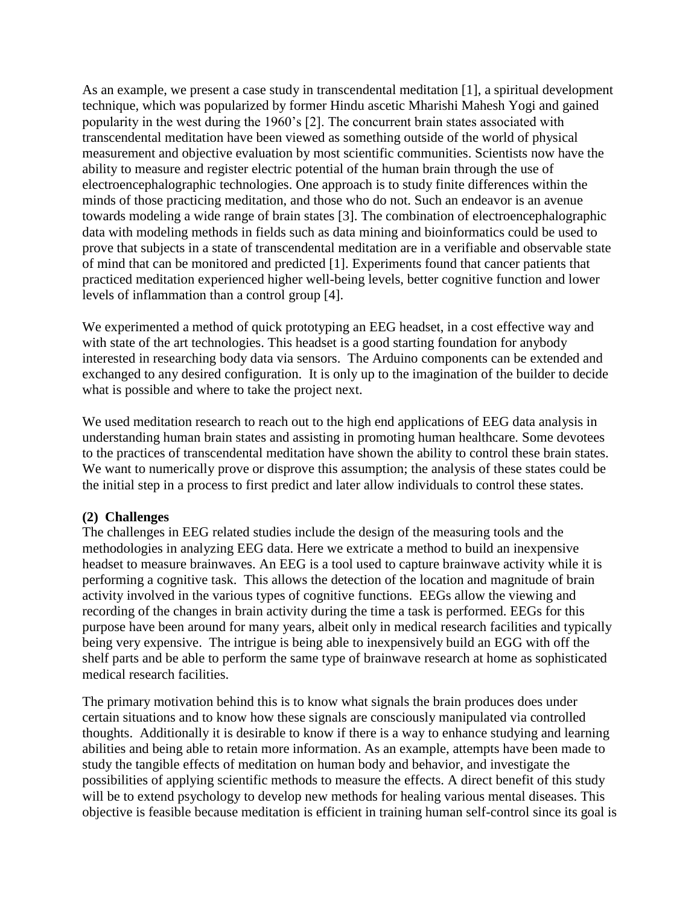As an example, we present a case study in transcendental meditation [1], a spiritual development technique, which was popularized by former Hindu ascetic Mharishi Mahesh Yogi and gained popularity in the west during the 1960's [2]. The concurrent brain states associated with transcendental meditation have been viewed as something outside of the world of physical measurement and objective evaluation by most scientific communities. Scientists now have the ability to measure and register electric potential of the human brain through the use of electroencephalographic technologies. One approach is to study finite differences within the minds of those practicing meditation, and those who do not. Such an endeavor is an avenue towards modeling a wide range of brain states [3]. The combination of electroencephalographic data with modeling methods in fields such as data mining and bioinformatics could be used to prove that subjects in a state of transcendental meditation are in a verifiable and observable state of mind that can be monitored and predicted [1]. Experiments found that cancer patients that practiced meditation experienced higher well-being levels, better cognitive function and lower levels of inflammation than a control group [4].

We experimented a method of quick prototyping an EEG headset, in a cost effective way and with state of the art technologies. This headset is a good starting foundation for anybody interested in researching body data via sensors. The Arduino components can be extended and exchanged to any desired configuration. It is only up to the imagination of the builder to decide what is possible and where to take the project next.

We used meditation research to reach out to the high end applications of EEG data analysis in understanding human brain states and assisting in promoting human healthcare. Some devotees to the practices of transcendental meditation have shown the ability to control these brain states. We want to numerically prove or disprove this assumption; the analysis of these states could be the initial step in a process to first predict and later allow individuals to control these states.

### (2) Challenges

The challenges in EEG related studies include the design of the measuring tools and the methodologies in analyzing EEG data. Here we extricate a method to build an inexpensive headset to measure brainwaves. An EEG is a tool used to capture brainwave activity while it is performing a cognitive task. This allows the detection of the location and magnitude of brain activity involved in the various types of cognitive functions. EEGs allow the viewing and recording of the changes in brain activity during the time a task is performed. EEGs for this purpose have been around for many years, albeit only in medical research facilities and typically being very expensive. The intrigue is being able to inexpensively build an EGG with off the shelf parts and be able to perform the same type of brainwave research at home as sophisticated medical research facilities.

The primary motivation behind this is to know what signals the brain produces does under certain situations and to know how these signals are consciously manipulated via controlled thoughts. Additionally it is desirable to know if there is a way to enhance studying and learning abilities and being able to retain more information. As an example, attempts have been made to study the tangible effects of meditation on human body and behavior, and investigate the possibilities of applying scientific methods to measure the effects. A direct benefit of this study will be to extend psychology to develop new methods for healing various mental diseases. This objective is feasible because meditation is efficient in training human self-control since its goal is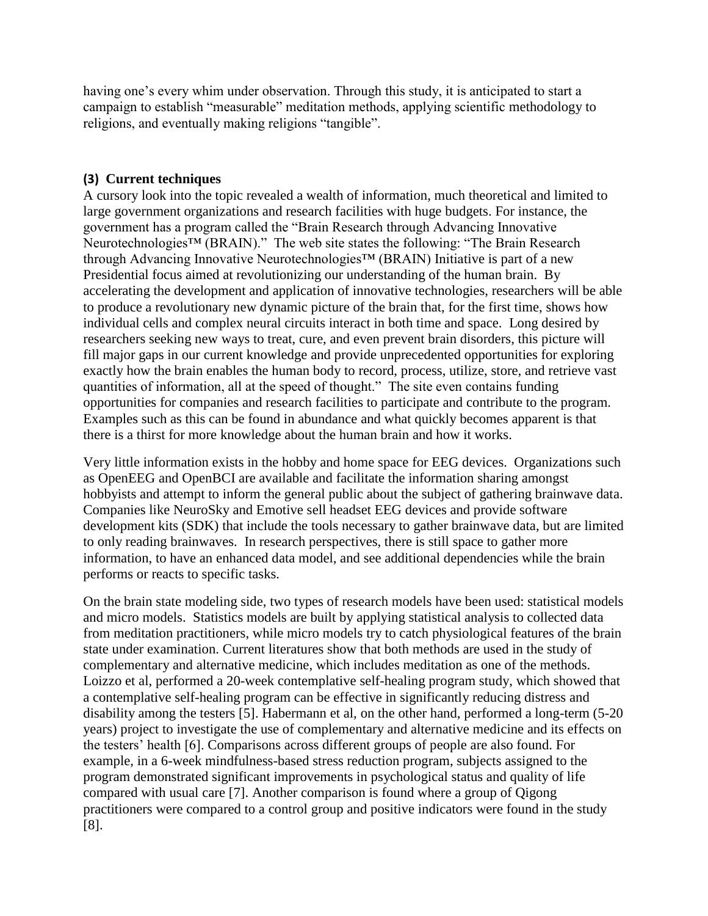having one's every whim under observation. Through this study, it is anticipated to start a campaign to establish "measurable" meditation methods, applying scientific methodology to religions, and eventually making religions "tangible".

### (3) Current techniques

A cursory look into the topic revealed a wealth of information, much theoretical and limited to large government organizations and research facilities with huge budgets. For instance, the government has a program called the "Brain Research through Advancing Innovative Neurotechnologies™ (BRAIN)." The web site states the following: "The Brain Research through Advancing Innovative Neurotechnologies™ (BRAIN) Initiative is part of a new Presidential focus aimed at revolutionizing our understanding of the human brain. By accelerating the development and application of innovative technologies, researchers will be able to produce a revolutionary new dynamic picture of the brain that, for the first time, shows how individual cells and complex neural circuits interact in both time and space. Long desired by researchers seeking new ways to treat, cure, and even prevent brain disorders, this picture will fill major gaps in our current knowledge and provide unprecedented opportunities for exploring exactly how the brain enables the human body to record, process, utilize, store, and retrieve vast quantities of information, all at the speed of thought." The site even contains funding opportunities for companies and research facilities to participate and contribute to the program. Examples such as this can be found in abundance and what quickly becomes apparent is that there is a thirst for more knowledge about the human brain and how it works.

Very little information exists in the hobby and home space for EEG devices. Organizations such as OpenEEG and OpenBCI are available and facilitate the information sharing amongst hobbyists and attempt to inform the general public about the subject of gathering brainwave data. Companies like NeuroSky and Emotive sell headset EEG devices and provide software development kits (SDK) that include the tools necessary to gather brainwave data, but are limited to only reading brainwaves. In research perspectives, there is still space to gather more information, to have an enhanced data model, and see additional dependencies while the brain performs or reacts to specific tasks.

On the brain state modeling side, two types of research models have been used: statistical models and micro models. Statistics models are built by applying statistical analysis to collected data from meditation practitioners, while micro models try to catch physiological features of the brain state under examination. Current literatures show that both methods are used in the study of complementary and alternative medicine, which includes meditation as one of the methods. Loizzo et al, performed a 20-week contemplative self-healing program study, which showed that a contemplative self-healing program can be effective in significantly reducing distress and disability among the testers [5]. Habermann et al, on the other hand, performed a long-term (5-20 years) project to investigate the use of complementary and alternative medicine and its effects on the testers' health [6]. Comparisons across different groups of people are also found. For example, in a 6-week mindfulness-based stress reduction program, subjects assigned to the program demonstrated significant improvements in psychological status and quality of life compared with usual care [7]. Another comparison is found where a group of Qigong practitioners were compared to a control group and positive indicators were found in the study [8].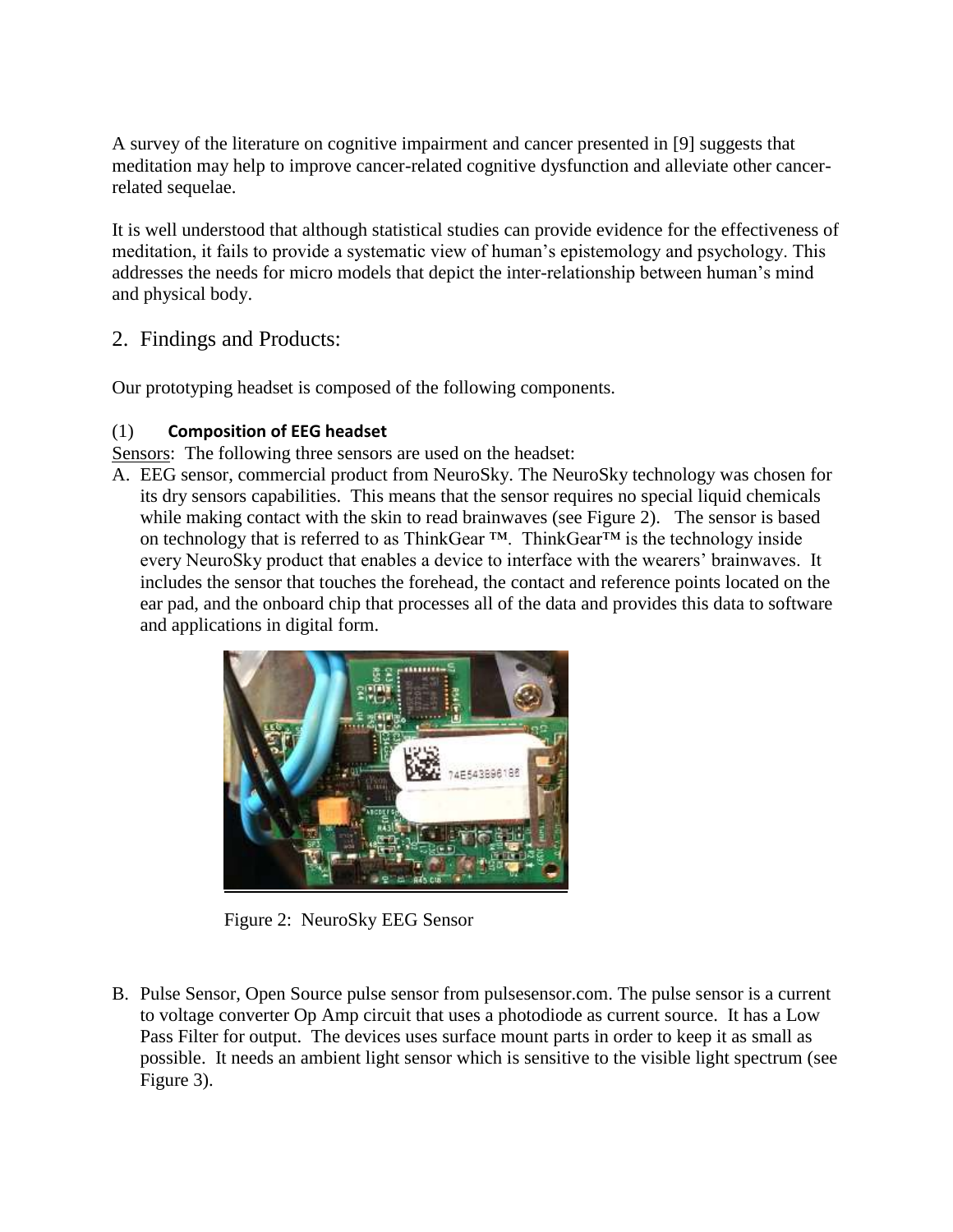A survey of the literature on cognitive impairment and cancer presented in [9] suggests that meditation may help to improve cancer-related cognitive dysfunction and alleviate other cancer-related sequelae.

It is well understood that although statistical studies can provide evidence for the effectiveness of meditation, it fails to provide a systematic view of human's epistemology and psychology. This addresses the needs for micro models that depict the inter-relationship between human's mind and physical body.

## 2. Findings and Products:

Our prototyping headset is composed of the following components.

### (1) **Composition of EEG headset**

Sensors: The following three sensors are used on the headset:

A. EEG sensor, commercial product from NeuroSky. The NeuroSky technology was chosen for its dry sensors capabilities. This means that the sensor requires no special liquid chemicals while making contact with the skin to read brainwaves (see Figure 2). The sensor is based on technology that is referred to as ThinkGear ™. ThinkGear™ is the technology inside every NeuroSky product that enables a device to interface with the wearers' brainwaves. It includes the sensor that touches the forehead, the contact and reference points located on the ear pad, and the onboard chip that processes all of the data and provides this data to software and applications in digital form.

Figure 2: NeuroSky EEG Sensor

B. Pulse Sensor, Open Source pulse sensor from pulsesensor.com. The pulse sensor is a current to voltage converter Op Amp circuit that uses a photodiode as current source. It has a Low Pass Filter for output. The devices uses surface mount parts in order to keep it as small as possible. It needs an ambient light sensor which is sensitive to the visible light spectrum (see Figure 3).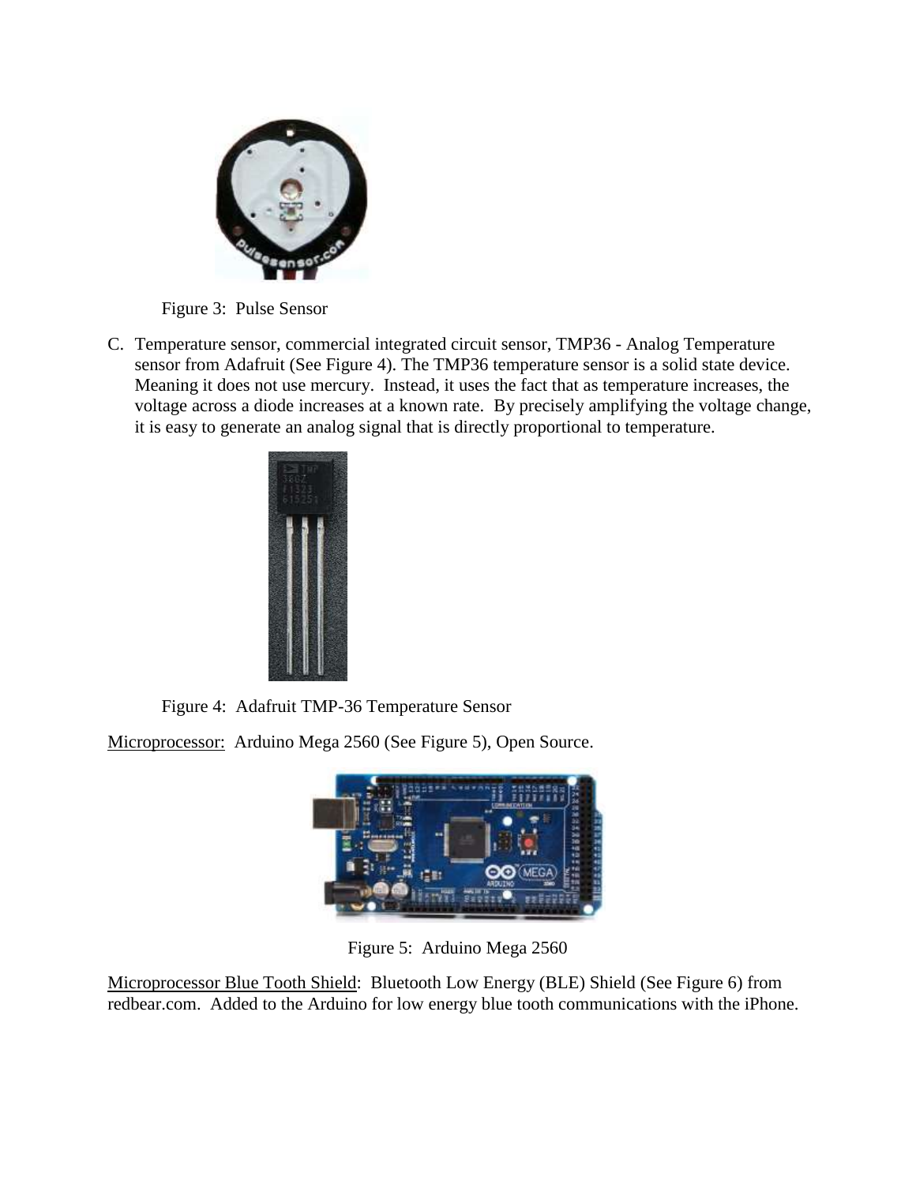Figure 3: Pulse Sensor

C. Temperature sensor, commercial integrated circuit sensor, TMP36 - Analog Temperature sensor from Adafruit (See Figure 4). The TMP36 temperature sensor is a solid state device. Meaning it does not use mercury. Instead, it uses the fact that as temperature increases, the voltage across a diode increases at a known rate. By precisely amplifying the voltage change, it is easy to generate an analog signal that is directly proportional to temperature.

Figure 4: Adafruit TMP-36 Temperature Sensor

Microprocessor: Arduino Mega 2560 (See Figure 5), Open Source.

Figure 5: Arduino Mega 2560

Microprocessor Blue Tooth Shield: Bluetooth Low Energy (BLE) Shield (See Figure 6) from redbear.com. Added to the Arduino for low energy blue tooth communications with the iPhone.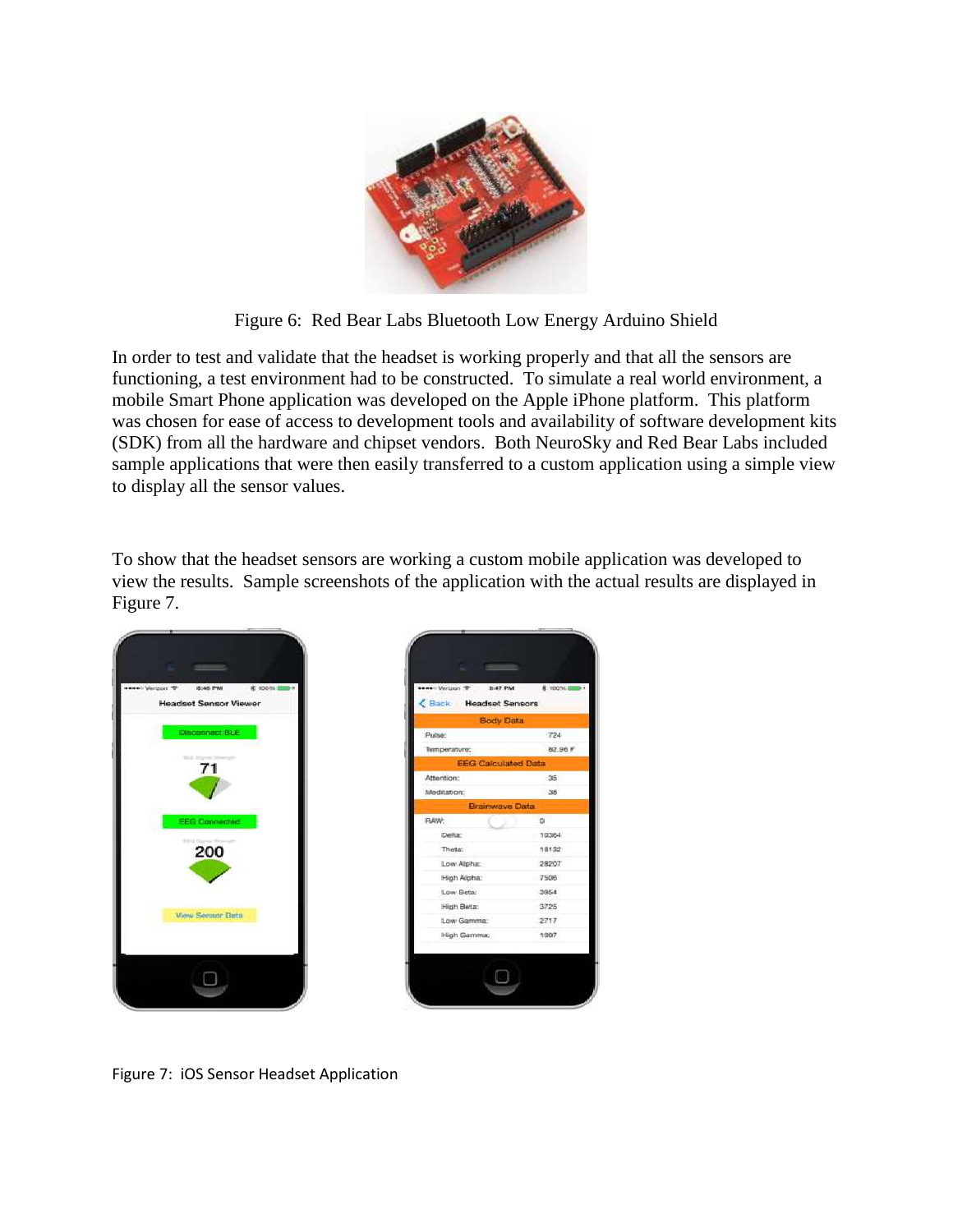Figure 6: Red Bear Labs Bluetooth Low Energy Arduino Shield

In order to test and validate that the headset is working properly and that all the sensors are functioning, a test environment had to be constructed. To simulate a real world environment, a mobile Smart Phone application was developed on the Apple iPhone platform. This platform was chosen for ease of access to development tools and availability of software development kits (SDK) from all the hardware and chipset vendors. Both NeuroSky and Red Bear Labs included sample applications that were then easily transferred to a custom application using a simple view to display all the sensor values.

To show that the headset sensors are working a custom mobile application was developed to view the results. Sample screenshots of the application with the actual results are displayed in Figure 7.

Figure 7: iOS Sensor Headset Application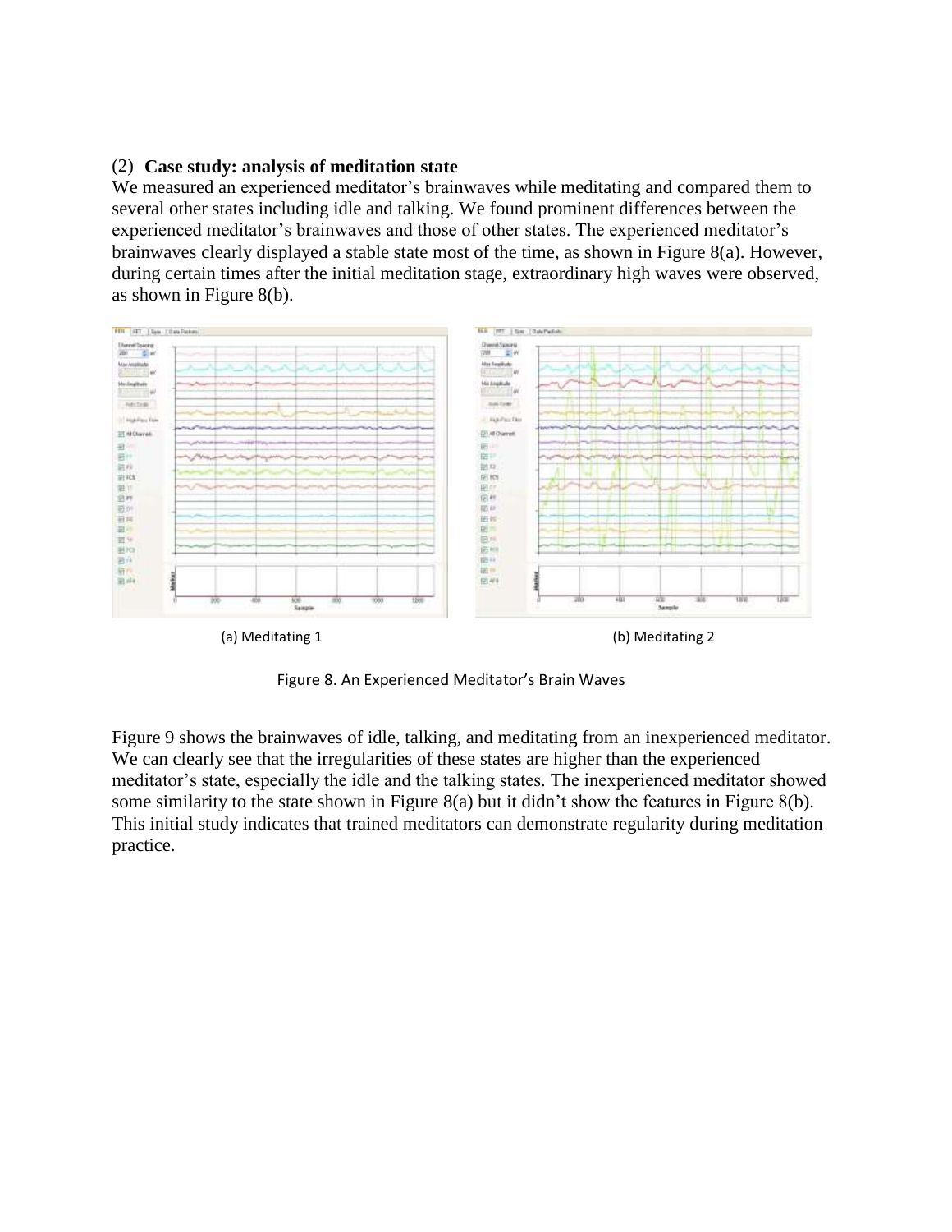(2) **Case study: analysis of meditation state**

We measured an experienced meditator's brainwaves while meditating and compared them to several other states including idle and talking. We found prominent differences between the experienced meditator's brainwaves and those of other states. The experienced meditator's brainwaves clearly displayed a stable state most of the time, as shown in Figure 8(a). However, during certain times after the initial meditation stage, extraordinary high waves were observed, as shown in Figure 8(b).

(a) Meditating 1

(b) Meditating 2

Figure 8. An Experienced Meditator's Brain Waves

Figure 9 shows the brainwaves of idle, talking, and meditating from an inexperienced meditator. We can clearly see that the irregularities of these states are higher than the experienced meditator's state, especially the idle and the talking states. The inexperienced meditator showed some similarity to the state shown in Figure 8(a) but it didn't show the features in Figure 8(b). This initial study indicates that trained meditators can demonstrate regularity during meditation practice.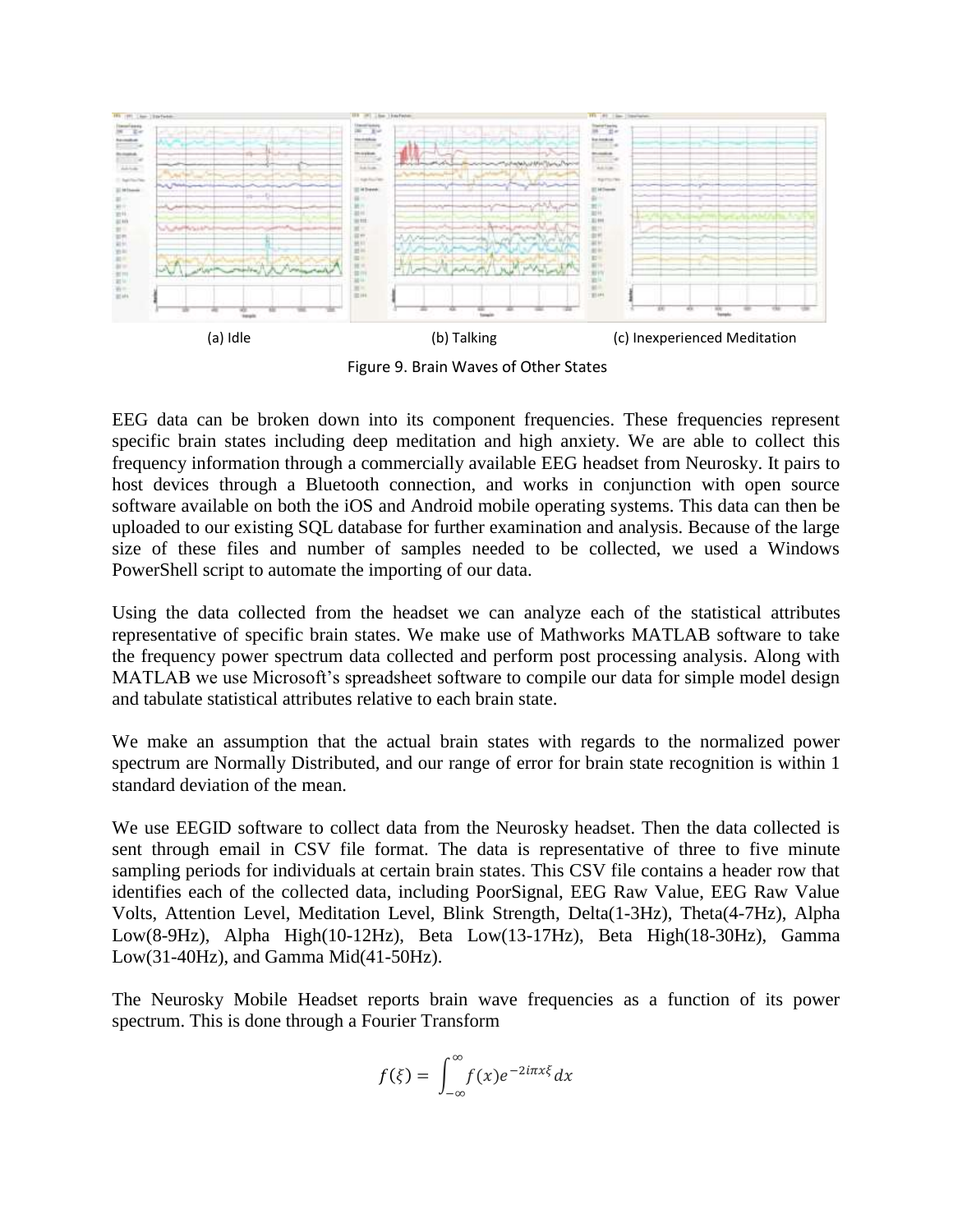(a) Idle (b) Talking (c) Inexperienced Meditation

Figure 9. Brain Waves of Other States

EEG data can be broken down into its component frequencies. These frequencies represent specific brain states including deep meditation and high anxiety. We are able to collect this frequency information through a commercially available EEG headset from Neurosky. It pairs to host devices through a Bluetooth connection, and works in conjunction with open source software available on both the iOS and Android mobile operating systems. This data can then be uploaded to our existing SQL database for further examination and analysis. Because of the large size of these files and number of samples needed to be collected, we used a Windows PowerShell script to automate the importing of our data.

Using the data collected from the headset we can analyze each of the statistical attributes representative of specific brain states. We make use of Mathworks MATLAB software to take the frequency power spectrum data collected and perform post processing analysis. Along with MATLAB we use Microsoft's spreadsheet software to compile our data for simple model design and tabulate statistical attributes relative to each brain state.

We make an assumption that the actual brain states with regards to the normalized power spectrum are Normally Distributed, and our range of error for brain state recognition is within 1 standard deviation of the mean.

We use EEGID software to collect data from the Neurosky headset. Then the data collected is sent through email in CSV file format. The data is representative of three to five minute sampling periods for individuals at certain brain states. This CSV file contains a header row that identifies each of the collected data, including PoorSignal, EEG Raw Value, EEG Raw Value Volts, Attention Level, Meditation Level, Blink Strength, Delta(1-3Hz), Theta(4-7Hz), Alpha Low(8-9Hz), Alpha High(10-12Hz), Beta Low(13-17Hz), Beta High(18-30Hz), Gamma Low(31-40Hz), and Gamma Mid(41-50Hz).

The Neurosky Mobile Headset reports brain wave frequencies as a function of its power spectrum. This is done through a Fourier Transform

$$f(\xi) = \int_{-\infty}^{\infty} f(x) e^{-2i\pi x\xi} dx$$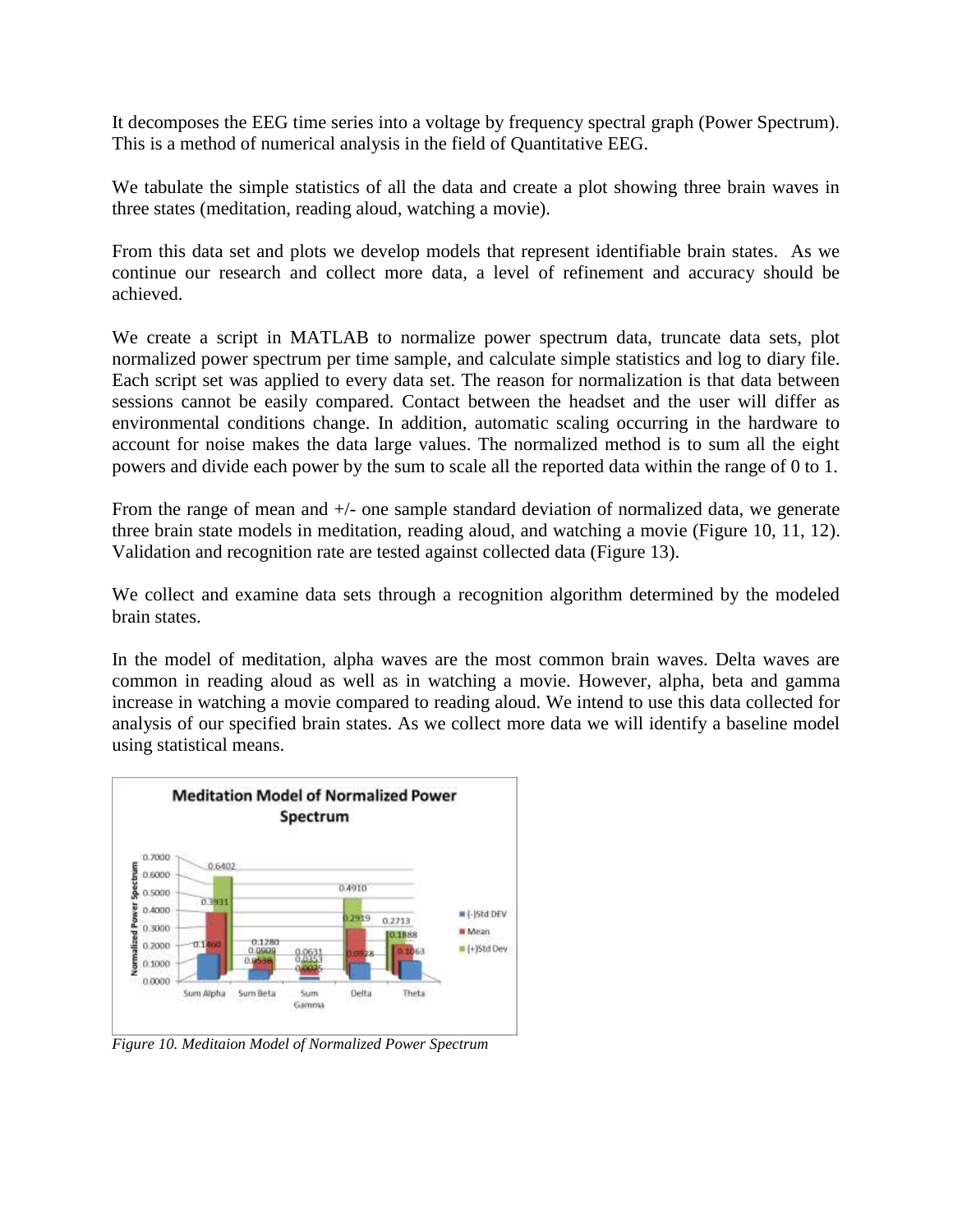It decomposes the EEG time series into a voltage by frequency spectral graph (Power Spectrum). This is a method of numerical analysis in the field of Quantitative EEG.

We tabulate the simple statistics of all the data and create a plot showing three brain waves in three states (meditation, reading aloud, watching a movie).

From this data set and plots we develop models that represent identifiable brain states. As we continue our research and collect more data, a level of refinement and accuracy should be achieved.

We create a script in MATLAB to normalize power spectrum data, truncate data sets, plot normalized power spectrum per time sample, and calculate simple statistics and log to diary file. Each script set was applied to every data set. The reason for normalization is that data between sessions cannot be easily compared. Contact between the headset and the user will differ as environmental conditions change. In addition, automatic scaling occurring in the hardware to account for noise makes the data large values. The normalized method is to sum all the eight powers and divide each power by the sum to scale all the reported data within the range of 0 to 1.

From the range of mean and +/- one sample standard deviation of normalized data, we generate three brain state models in meditation, reading aloud, and watching a movie (Figure 10, 11, 12). Validation and recognition rate are tested against collected data (Figure 13).

We collect and examine data sets through a recognition algorithm determined by the modeled brain states.

In the model of meditation, alpha waves are the most common brain waves. Delta waves are common in reading aloud as well as in watching a movie. However, alpha, beta and gamma increase in watching a movie compared to reading aloud. We intend to use this data collected for analysis of our specified brain states. As we collect more data we will identify a baseline model using statistical means.

*Figure 10. Meditaion Model of Normalized Power Spectrum*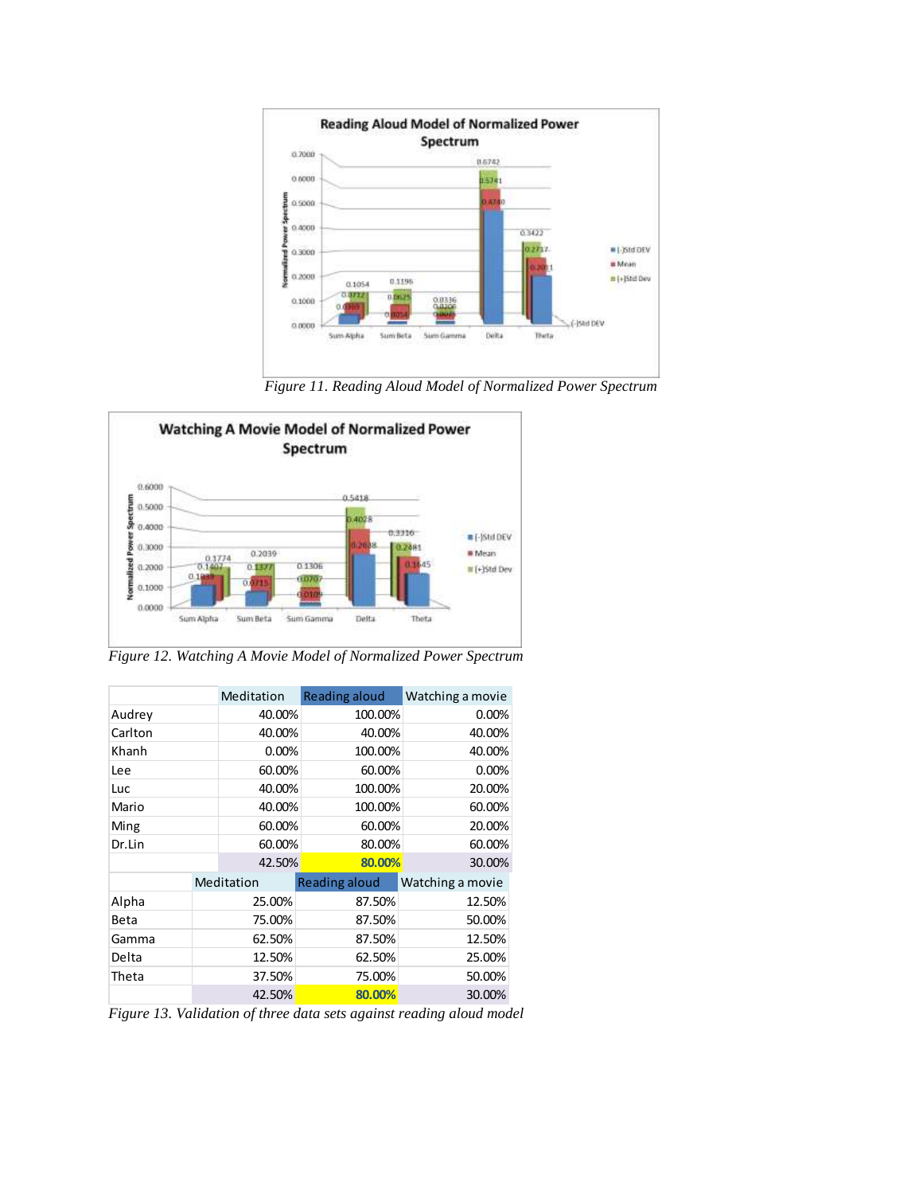Figure 11. Reading Aloud Model of Normalized Power Spectrum

Figure 12. Watching A Movie Model of Normalized Power Spectrum

| | Meditation | Reading aloud | Watching a movie |
|---|---|---|---|
| Audrey | 40.00% | 100.00% | 0.00% |
| Carlton | 40.00% | 40.00% | 40.00% |
| Khanh | 0.00% | 100.00% | 40.00% |
| Lee | 60.00% | 60.00% | 0.00% |
| Luc | 40.00% | 100.00% | 20.00% |
| Mario | 40.00% | 100.00% | 60.00% |
| Ming | 60.00% | 60.00% | 20.00% |
| Dr.Lin | 60.00% | 80.00% | 60.00% |
| | 42.50% | 80.00% | 30.00% |

| | Meditation | Reading aloud | Watching a movie |
|---|---|---|---|
| Alpha | 25.00% | 87.50% | 12.50% |
| Beta | 75.00% | 87.50% | 50.00% |
| Gamma | 62.50% | 87.50% | 12.50% |
| Delta | 12.50% | 62.50% | 25.00% |
| Theta | 37.50% | 75.00% | 50.00% |
| | 42.50% | 80.00% | 30.00% |

Figure 13. Validation of three data sets against reading aloud model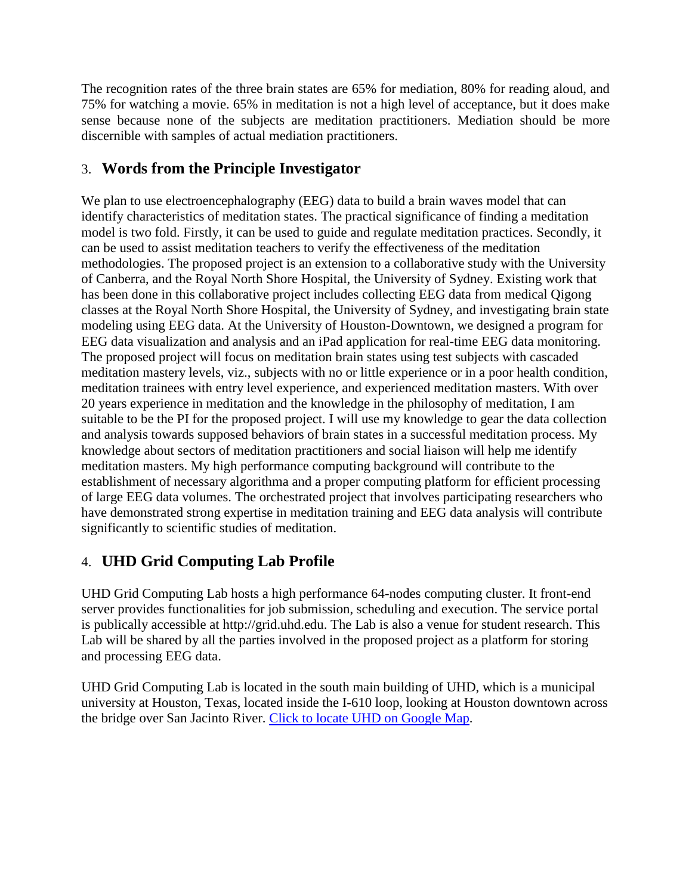The recognition rates of the three brain states are 65% for mediation, 80% for reading aloud, and 75% for watching a movie. 65% in meditation is not a high level of acceptance, but it does make sense because none of the subjects are meditation practitioners. Mediation should be more discernible with samples of actual mediation practitioners.

## 3. Words from the Principle Investigator

We plan to use electroencephalography (EEG) data to build a brain waves model that can identify characteristics of meditation states. The practical significance of finding a meditation model is two fold. Firstly, it can be used to guide and regulate meditation practices. Secondly, it can be used to assist meditation teachers to verify the effectiveness of the meditation methodologies. The proposed project is an extension to a collaborative study with the University of Canberra, and the Royal North Shore Hospital, the University of Sydney. Existing work that has been done in this collaborative project includes collecting EEG data from medical Qigong classes at the Royal North Shore Hospital, the University of Sydney, and investigating brain state modeling using EEG data. At the University of Houston-Downtown, we designed a program for EEG data visualization and analysis and an iPad application for real-time EEG data monitoring. The proposed project will focus on meditation brain states using test subjects with cascaded meditation mastery levels, viz., subjects with no or little experience or in a poor health condition, meditation trainees with entry level experience, and experienced meditation masters. With over 20 years experience in meditation and the knowledge in the philosophy of meditation, I am suitable to be the PI for the proposed project. I will use my knowledge to gear the data collection and analysis towards supposed behaviors of brain states in a successful meditation process. My knowledge about sectors of meditation practitioners and social liaison will help me identify meditation masters. My high performance computing background will contribute to the establishment of necessary algorithma and a proper computing platform for efficient processing of large EEG data volumes. The orchestrated project that involves participating researchers who have demonstrated strong expertise in meditation training and EEG data analysis will contribute significantly to scientific studies of meditation.

## 4. UHD Grid Computing Lab Profile

UHD Grid Computing Lab hosts a high performance 64-nodes computing cluster. It front-end server provides functionalities for job submission, scheduling and execution. The service portal is publically accessible at http://grid.uhd.edu. The Lab is also a venue for student research. This Lab will be shared by all the parties involved in the proposed project as a platform for storing and processing EEG data.

UHD Grid Computing Lab is located in the south main building of UHD, which is a municipal university at Houston, Texas, located inside the I-610 loop, looking at Houston downtown across the bridge over San Jacinto River. Click to locate UHD on Google Map.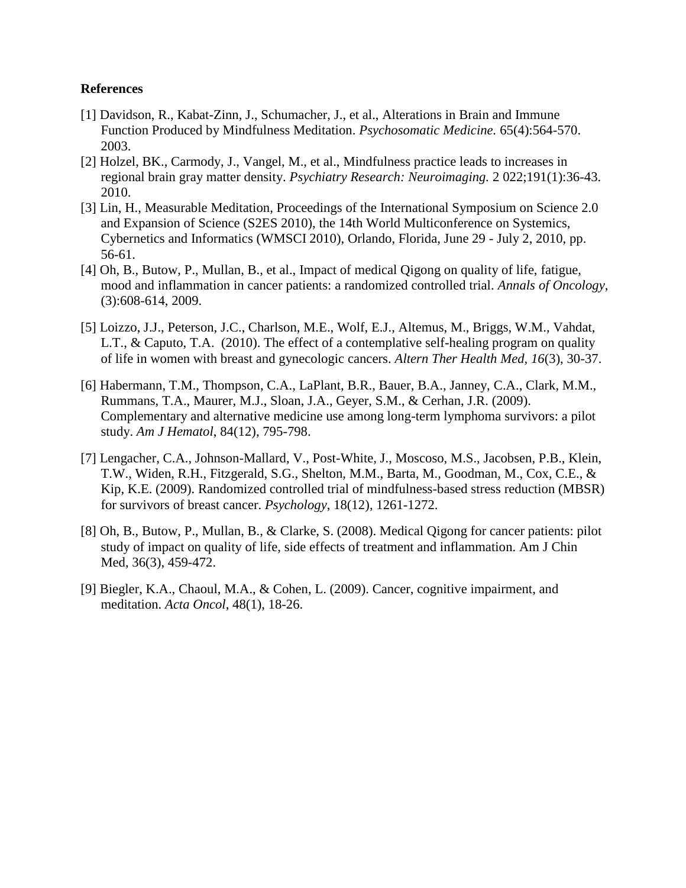**References**

[1] Davidson, R., Kabat-Zinn, J., Schumacher, J., et al., Alterations in Brain and Immune Function Produced by Mindfulness Meditation. *Psychosomatic Medicine.* 65(4):564-570. 2003.

[2] Holzel, BK., Carmody, J., Vangel, M., et al., Mindfulness practice leads to increases in regional brain gray matter density. *Psychiatry Research: Neuroimaging.* 2 022;191(1):36-43. 2010.

[3] Lin, H., Measurable Meditation, Proceedings of the International Symposium on Science 2.0 and Expansion of Science (S2ES 2010), the 14th World Multiconference on Systemics, Cybernetics and Informatics (WMSCI 2010), Orlando, Florida, June 29 - July 2, 2010, pp. 56-61.

[4] Oh, B., Butow, P., Mullan, B., et al., Impact of medical Qigong on quality of life, fatigue, mood and inflammation in cancer patients: a randomized controlled trial. *Annals of Oncology*, (3):608-614, 2009.

[5] Loizzo, J.J., Peterson, J.C., Charlson, M.E., Wolf, E.J., Altemus, M., Briggs, W.M., Vahdat, L.T., & Caputo, T.A. (2010). The effect of a contemplative self-healing program on quality of life in women with breast and gynecologic cancers. *Altern Ther Health Med, 16*(3), 30-37.

[6] Habermann, T.M., Thompson, C.A., LaPlant, B.R., Bauer, B.A., Janney, C.A., Clark, M.M., Rummans, T.A., Maurer, M.J., Sloan, J.A., Geyer, S.M., & Cerhan, J.R. (2009). Complementary and alternative medicine use among long-term lymphoma survivors: a pilot study. *Am J Hematol*, 84(12), 795-798.

[7] Lengacher, C.A., Johnson-Mallard, V., Post-White, J., Moscoso, M.S., Jacobsen, P.B., Klein, T.W., Widen, R.H., Fitzgerald, S.G., Shelton, M.M., Barta, M., Goodman, M., Cox, C.E., & Kip, K.E. (2009). Randomized controlled trial of mindfulness-based stress reduction (MBSR) for survivors of breast cancer. *Psychology*, 18(12), 1261-1272.

[8] Oh, B., Butow, P., Mullan, B., & Clarke, S. (2008). Medical Qigong for cancer patients: pilot study of impact on quality of life, side effects of treatment and inflammation. Am J Chin Med, 36(3), 459-472.

[9] Biegler, K.A., Chaoul, M.A., & Cohen, L. (2009). Cancer, cognitive impairment, and meditation. *Acta Oncol*, 48(1), 18-26.